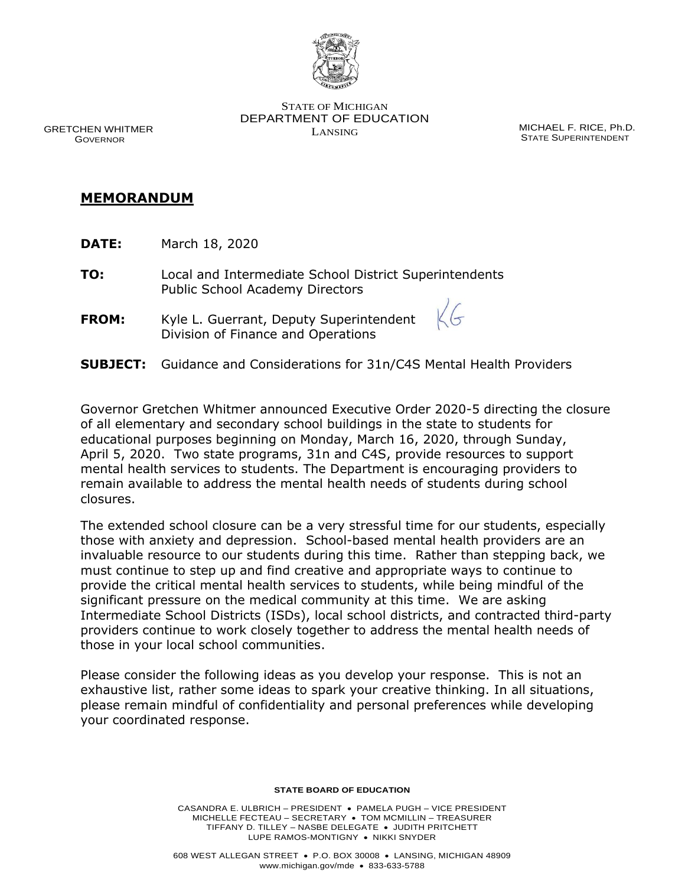STATE OF MICHIGAN
DEPARTMENT OF EDUCATION
LANSING

GRETCHEN WHITMER
GOVERNOR

MICHAEL F. RICE, Ph.D.
STATE SUPERINTENDENT

## MEMORANDUM

**DATE:** March 18, 2020

**TO:** Local and Intermediate School District Superintendents
Public School Academy Directors

**FROM:** Kyle L. Guerrant, Deputy Superintendent
Division of Finance and Operations

**SUBJECT:** Guidance and Considerations for 31n/C4S Mental Health Providers

Governor Gretchen Whitmer announced Executive Order 2020-5 directing the closure of all elementary and secondary school buildings in the state to students for educational purposes beginning on Monday, March 16, 2020, through Sunday, April 5, 2020. Two state programs, 31n and C4S, provide resources to support mental health services to students. The Department is encouraging providers to remain available to address the mental health needs of students during school closures.

The extended school closure can be a very stressful time for our students, especially those with anxiety and depression. School-based mental health providers are an invaluable resource to our students during this time. Rather than stepping back, we must continue to step up and find creative and appropriate ways to continue to provide the critical mental health services to students, while being mindful of the significant pressure on the medical community at this time. We are asking Intermediate School Districts (ISDs), local school districts, and contracted third-party providers continue to work closely together to address the mental health needs of those in your local school communities.

Please consider the following ideas as you develop your response. This is not an exhaustive list, rather some ideas to spark your creative thinking. In all situations, please remain mindful of confidentiality and personal preferences while developing your coordinated response.

**STATE BOARD OF EDUCATION**

CASANDRA E. ULBRICH – PRESIDENT • PAMELA PUGH – VICE PRESIDENT
MICHELLE FECTEAU – SECRETARY • TOM MCMILLIN – TREASURER
TIFFANY D. TILLEY – NASBE DELEGATE • JUDITH PRITCHETT
LUPE RAMOS-MONTIGNY • NIKKI SNYDER

608 WEST ALLEGAN STREET • P.O. BOX 30008 • LANSING, MICHIGAN 48909
www.michigan.gov/mde • 833-633-5788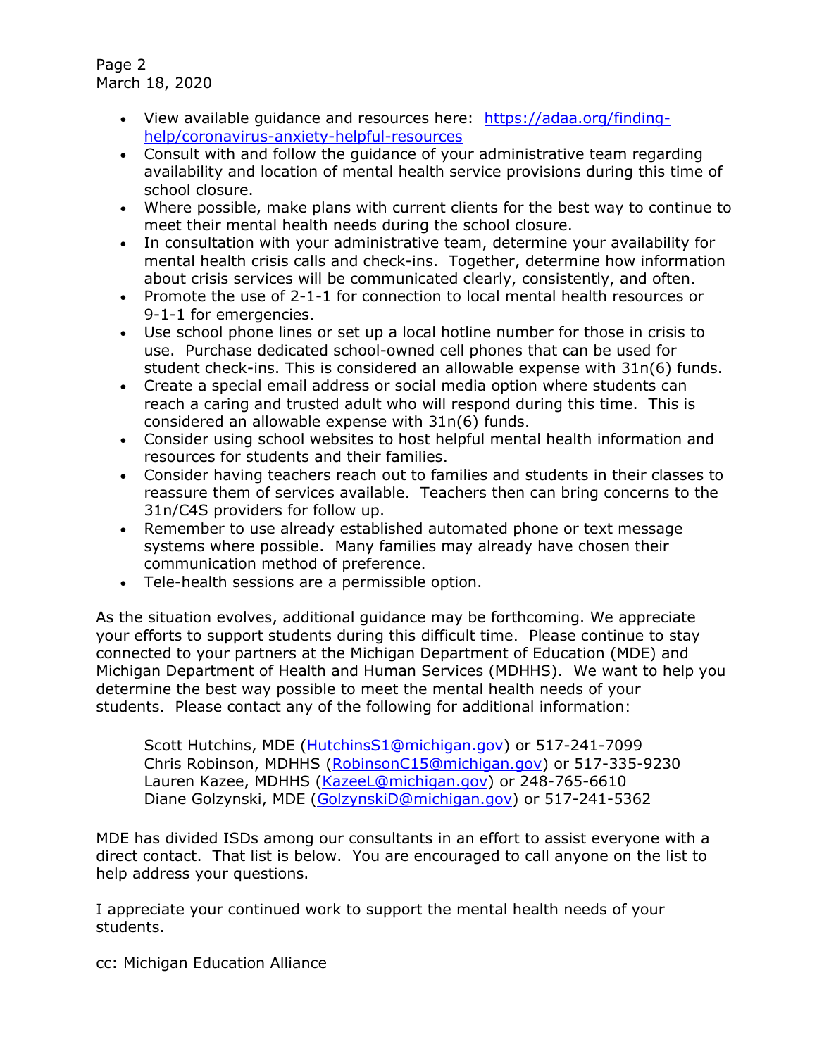- View available guidance and resources here: https://adaa.org/finding-help/coronavirus-anxiety-helpful-resources
- Consult with and follow the guidance of your administrative team regarding availability and location of mental health service provisions during this time of school closure.
- Where possible, make plans with current clients for the best way to continue to meet their mental health needs during the school closure.
- In consultation with your administrative team, determine your availability for mental health crisis calls and check-ins. Together, determine how information about crisis services will be communicated clearly, consistently, and often.
- Promote the use of 2-1-1 for connection to local mental health resources or 9-1-1 for emergencies.
- Use school phone lines or set up a local hotline number for those in crisis to use. Purchase dedicated school-owned cell phones that can be used for student check-ins. This is considered an allowable expense with 31n(6) funds.
- Create a special email address or social media option where students can reach a caring and trusted adult who will respond during this time. This is considered an allowable expense with 31n(6) funds.
- Consider using school websites to host helpful mental health information and resources for students and their families.
- Consider having teachers reach out to families and students in their classes to reassure them of services available. Teachers then can bring concerns to the 31n/C4S providers for follow up.
- Remember to use already established automated phone or text message systems where possible. Many families may already have chosen their communication method of preference.
- Tele-health sessions are a permissible option.

As the situation evolves, additional guidance may be forthcoming. We appreciate your efforts to support students during this difficult time. Please continue to stay connected to your partners at the Michigan Department of Education (MDE) and Michigan Department of Health and Human Services (MDHHS). We want to help you determine the best way possible to meet the mental health needs of your students. Please contact any of the following for additional information:

> Scott Hutchins, MDE (HutchinsS1@michigan.gov) or 517-241-7099
> Chris Robinson, MDHHS (RobinsonC15@michigan.gov) or 517-335-9230
> Lauren Kazee, MDHHS (KazeeL@michigan.gov) or 248-765-6610
> Diane Golzynski, MDE (GolzynskiD@michigan.gov) or 517-241-5362

MDE has divided ISDs among our consultants in an effort to assist everyone with a direct contact. That list is below. You are encouraged to call anyone on the list to help address your questions.

I appreciate your continued work to support the mental health needs of your students.

cc: Michigan Education Alliance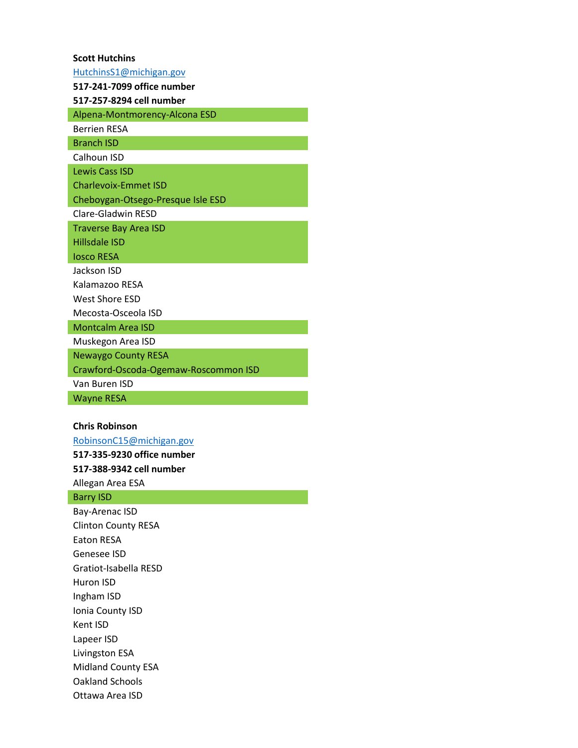**Scott Hutchins**

HutchinsS1@michigan.gov

**517-241-7099 office number**

**517-257-8294 cell number**

Alpena-Montmorency-Alcona ESD

Berrien RESA

Branch ISD

Calhoun ISD

Lewis Cass ISD

Charlevoix-Emmet ISD

Cheboygan-Otsego-Presque Isle ESD

Clare-Gladwin RESD

Traverse Bay Area ISD

Hillsdale ISD

Iosco RESA

Jackson ISD

Kalamazoo RESA

West Shore ESD

Mecosta-Osceola ISD

Montcalm Area ISD

Muskegon Area ISD

Newaygo County RESA

Crawford-Oscoda-Ogemaw-Roscommon ISD

Van Buren ISD

Wayne RESA

**Chris Robinson**

RobinsonC15@michigan.gov

**517-335-9230 office number**

**517-388-9342 cell number**

Allegan Area ESA

Barry ISD

Bay-Arenac ISD

Clinton County RESA

Eaton RESA

Genesee ISD

Gratiot-Isabella RESD

Huron ISD

Ingham ISD

Ionia County ISD

Kent ISD

Lapeer ISD

Livingston ESA

Midland County ESA

Oakland Schools

Ottawa Area ISD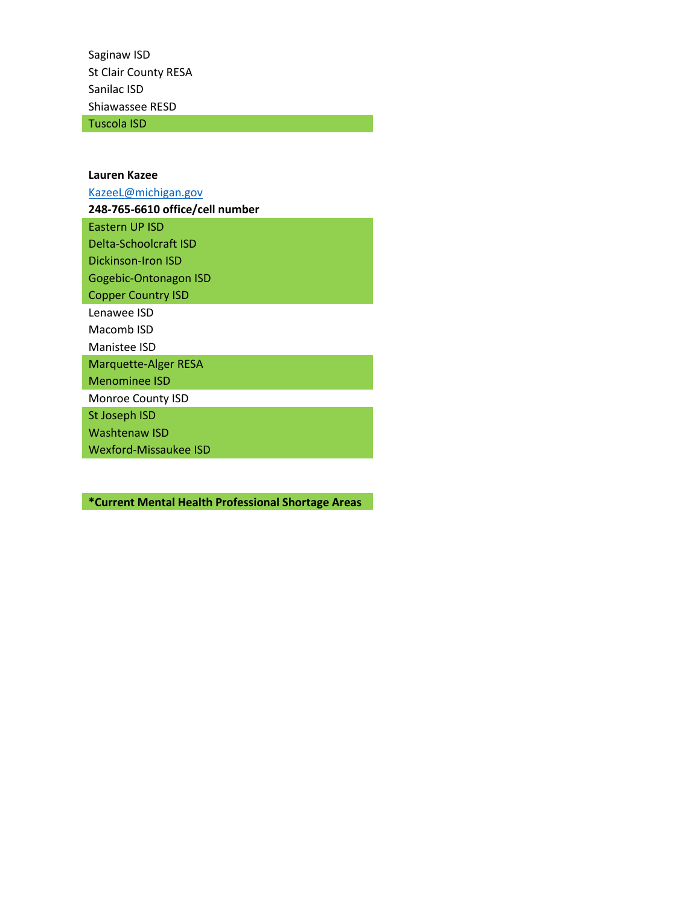Saginaw ISD
St Clair County RESA
Sanilac ISD
Shiawassee RESD
Tuscola ISD*

**Lauren Kazee**
KazeeL@michigan.gov
**248-765-6610 office/cell number**

Eastern UP ISD*
Delta-Schoolcraft ISD*
Dickinson-Iron ISD*
Gogebic-Ontonagon ISD*
Copper Country ISD*
Lenawee ISD
Macomb ISD
Manistee ISD
Marquette-Alger RESA*
Menominee ISD*
Monroe County ISD
St Joseph ISD*
Washtenaw ISD*
Wexford-Missaukee ISD*

**\*Current Mental Health Professional Shortage Areas**